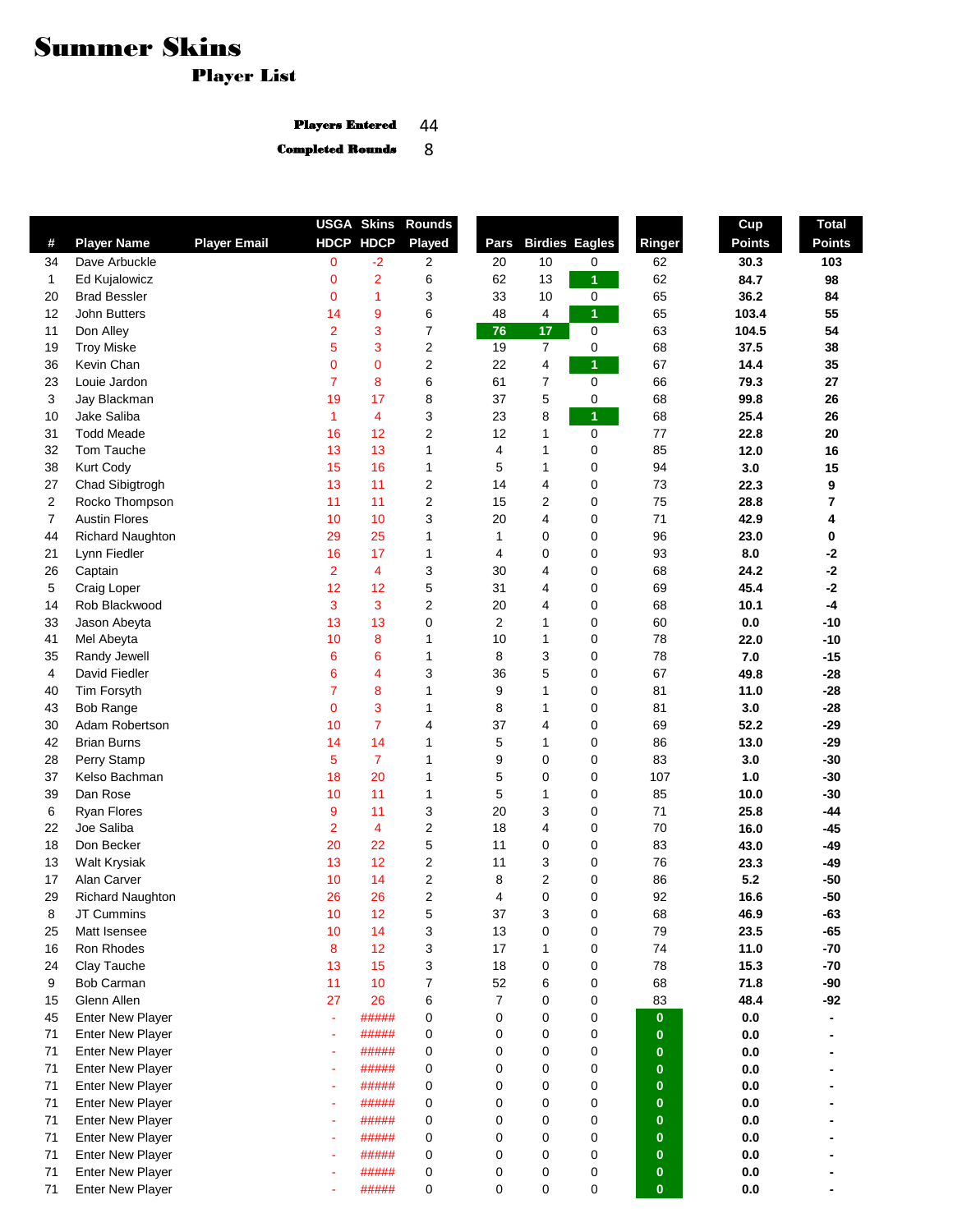# Summer Skins

## Player List

**Players Entered** 44

**Completed Rounds** 8

| # | Player Name | Player Email | USGA HDCP | Skins HDCP | Rounds Played | Pars | Birdies | Eagles | Ringer | Cup Points | Total Points |
|---|---|---|---|---|---|---|---|---|---|---|---|
| 34 | Dave Arbuckle | | 0 | -2 | 2 | 20 | 10 | 0 | 62 | 30.3 | 103 |
| 1 | Ed Kujalowicz | | 0 | 2 | 6 | 62 | 13 | 1 | 62 | 84.7 | 98 |
| 20 | Brad Bessler | | 0 | 1 | 3 | 33 | 10 | 0 | 65 | 36.2 | 84 |
| 12 | John Butters | | 14 | 9 | 6 | 48 | 4 | 1 | 65 | 103.4 | 55 |
| 11 | Don Alley | | 2 | 3 | 7 | 76 | 17 | 0 | 63 | 104.5 | 54 |
| 19 | Troy Miske | | 5 | 3 | 2 | 19 | 7 | 0 | 68 | 37.5 | 38 |
| 36 | Kevin Chan | | 0 | 0 | 2 | 22 | 4 | 1 | 67 | 14.4 | 35 |
| 23 | Louie Jardon | | 7 | 8 | 6 | 61 | 7 | 0 | 66 | 79.3 | 27 |
| 3 | Jay Blackman | | 19 | 17 | 8 | 37 | 5 | 0 | 68 | 99.8 | 26 |
| 10 | Jake Saliba | | 1 | 4 | 3 | 23 | 8 | 1 | 68 | 25.4 | 26 |
| 31 | Todd Meade | | 16 | 12 | 2 | 12 | 1 | 0 | 77 | 22.8 | 20 |
| 32 | Tom Tauche | | 13 | 13 | 1 | 4 | 1 | 0 | 85 | 12.0 | 16 |
| 38 | Kurt Cody | | 15 | 16 | 1 | 5 | 1 | 0 | 94 | 3.0 | 15 |
| 27 | Chad Sibigtrogh | | 13 | 11 | 2 | 14 | 4 | 0 | 73 | 22.3 | 9 |
| 2 | Rocko Thompson | | 11 | 11 | 2 | 15 | 2 | 0 | 75 | 28.8 | 7 |
| 7 | Austin Flores | | 10 | 10 | 3 | 20 | 4 | 0 | 71 | 42.9 | 4 |
| 44 | Richard Naughton | | 29 | 25 | 1 | 1 | 0 | 0 | 96 | 23.0 | 0 |
| 21 | Lynn Fiedler | | 16 | 17 | 1 | 4 | 0 | 0 | 93 | 8.0 | -2 |
| 26 | Captain | | 2 | 4 | 3 | 30 | 4 | 0 | 68 | 24.2 | -2 |
| 5 | Craig Loper | | 12 | 12 | 5 | 31 | 4 | 0 | 69 | 45.4 | -2 |
| 14 | Rob Blackwood | | 3 | 3 | 2 | 20 | 4 | 0 | 68 | 10.1 | -4 |
| 33 | Jason Abeyta | | 13 | 13 | 0 | 2 | 1 | 0 | 60 | 0.0 | -10 |
| 41 | Mel Abeyta | | 10 | 8 | 1 | 10 | 1 | 0 | 78 | 22.0 | -10 |
| 35 | Randy Jewell | | 6 | 6 | 1 | 8 | 3 | 0 | 78 | 7.0 | -15 |
| 4 | David Fiedler | | 6 | 4 | 3 | 36 | 5 | 0 | 67 | 49.8 | -28 |
| 40 | Tim Forsyth | | 7 | 8 | 1 | 9 | 1 | 0 | 81 | 11.0 | -28 |
| 43 | Bob Range | | 0 | 3 | 1 | 8 | 1 | 0 | 81 | 3.0 | -28 |
| 30 | Adam Robertson | | 10 | 7 | 4 | 37 | 4 | 0 | 69 | 52.2 | -29 |
| 42 | Brian Burns | | 14 | 14 | 1 | 5 | 1 | 0 | 86 | 13.0 | -29 |
| 28 | Perry Stamp | | 5 | 7 | 1 | 9 | 0 | 0 | 83 | 3.0 | -30 |
| 37 | Kelso Bachman | | 18 | 20 | 1 | 5 | 0 | 0 | 107 | 1.0 | -30 |
| 39 | Dan Rose | | 10 | 11 | 1 | 5 | 1 | 0 | 85 | 10.0 | -30 |
| 6 | Ryan Flores | | 9 | 11 | 3 | 20 | 3 | 0 | 71 | 25.8 | -44 |
| 22 | Joe Saliba | | 2 | 4 | 2 | 18 | 4 | 0 | 70 | 16.0 | -45 |
| 18 | Don Becker | | 20 | 22 | 5 | 11 | 0 | 0 | 83 | 43.0 | -49 |
| 13 | Walt Krysiak | | 13 | 12 | 2 | 11 | 3 | 0 | 76 | 23.3 | -49 |
| 17 | Alan Carver | | 10 | 14 | 2 | 8 | 2 | 0 | 86 | 5.2 | -50 |
| 29 | Richard Naughton | | 26 | 26 | 2 | 4 | 0 | 0 | 92 | 16.6 | -50 |
| 8 | JT Cummins | | 10 | 12 | 5 | 37 | 3 | 0 | 68 | 46.9 | -63 |
| 25 | Matt Isensee | | 10 | 14 | 3 | 13 | 0 | 0 | 79 | 23.5 | -65 |
| 16 | Ron Rhodes | | 8 | 12 | 3 | 17 | 1 | 0 | 74 | 11.0 | -70 |
| 24 | Clay Tauche | | 13 | 15 | 3 | 18 | 0 | 0 | 78 | 15.3 | -70 |
| 9 | Bob Carman | | 11 | 10 | 7 | 52 | 6 | 0 | 68 | 71.8 | -90 |
| 15 | Glenn Allen | | 27 | 26 | 6 | 7 | 0 | 0 | 83 | 48.4 | -92 |
| 45 | Enter New Player | | - | ##### | 0 | 0 | 0 | 0 | 0 | 0.0 | - |
| 71 | Enter New Player | | - | ##### | 0 | 0 | 0 | 0 | 0 | 0.0 | - |
| 71 | Enter New Player | | - | ##### | 0 | 0 | 0 | 0 | 0 | 0.0 | - |
| 71 | Enter New Player | | - | ##### | 0 | 0 | 0 | 0 | 0 | 0.0 | - |
| 71 | Enter New Player | | - | ##### | 0 | 0 | 0 | 0 | 0 | 0.0 | - |
| 71 | Enter New Player | | - | ##### | 0 | 0 | 0 | 0 | 0 | 0.0 | - |
| 71 | Enter New Player | | - | ##### | 0 | 0 | 0 | 0 | 0 | 0.0 | - |
| 71 | Enter New Player | | - | ##### | 0 | 0 | 0 | 0 | 0 | 0.0 | - |
| 71 | Enter New Player | | - | ##### | 0 | 0 | 0 | 0 | 0 | 0.0 | - |
| 71 | Enter New Player | | - | ##### | 0 | 0 | 0 | 0 | 0 | 0.0 | - |
| 71 | Enter New Player | | - | ##### | 0 | 0 | 0 | 0 | 0 | 0.0 | - |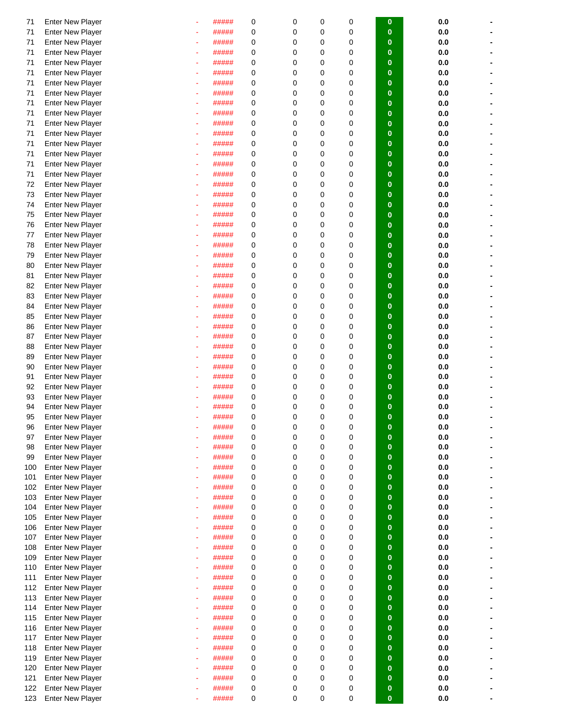| | | | | | | | | | | |
|---|---|---|---|---|---|---|---|---|---|---|
| 71 | Enter New Player | - | ##### | 0 | 0 | 0 | 0 | 0 | 0.0 | - |
| 71 | Enter New Player | - | ##### | 0 | 0 | 0 | 0 | 0 | 0.0 | - |
| 71 | Enter New Player | - | ##### | 0 | 0 | 0 | 0 | 0 | 0.0 | - |
| 71 | Enter New Player | - | ##### | 0 | 0 | 0 | 0 | 0 | 0.0 | - |
| 71 | Enter New Player | - | ##### | 0 | 0 | 0 | 0 | 0 | 0.0 | - |
| 71 | Enter New Player | - | ##### | 0 | 0 | 0 | 0 | 0 | 0.0 | - |
| 71 | Enter New Player | - | ##### | 0 | 0 | 0 | 0 | 0 | 0.0 | - |
| 71 | Enter New Player | - | ##### | 0 | 0 | 0 | 0 | 0 | 0.0 | - |
| 71 | Enter New Player | - | ##### | 0 | 0 | 0 | 0 | 0 | 0.0 | - |
| 71 | Enter New Player | - | ##### | 0 | 0 | 0 | 0 | 0 | 0.0 | - |
| 71 | Enter New Player | - | ##### | 0 | 0 | 0 | 0 | 0 | 0.0 | - |
| 71 | Enter New Player | - | ##### | 0 | 0 | 0 | 0 | 0 | 0.0 | - |
| 71 | Enter New Player | - | ##### | 0 | 0 | 0 | 0 | 0 | 0.0 | - |
| 71 | Enter New Player | - | ##### | 0 | 0 | 0 | 0 | 0 | 0.0 | - |
| 71 | Enter New Player | - | ##### | 0 | 0 | 0 | 0 | 0 | 0.0 | - |
| 71 | Enter New Player | - | ##### | 0 | 0 | 0 | 0 | 0 | 0.0 | - |
| 72 | Enter New Player | - | ##### | 0 | 0 | 0 | 0 | 0 | 0.0 | - |
| 73 | Enter New Player | - | ##### | 0 | 0 | 0 | 0 | 0 | 0.0 | - |
| 74 | Enter New Player | - | ##### | 0 | 0 | 0 | 0 | 0 | 0.0 | - |
| 75 | Enter New Player | - | ##### | 0 | 0 | 0 | 0 | 0 | 0.0 | - |
| 76 | Enter New Player | - | ##### | 0 | 0 | 0 | 0 | 0 | 0.0 | - |
| 77 | Enter New Player | - | ##### | 0 | 0 | 0 | 0 | 0 | 0.0 | - |
| 78 | Enter New Player | - | ##### | 0 | 0 | 0 | 0 | 0 | 0.0 | - |
| 79 | Enter New Player | - | ##### | 0 | 0 | 0 | 0 | 0 | 0.0 | - |
| 80 | Enter New Player | - | ##### | 0 | 0 | 0 | 0 | 0 | 0.0 | - |
| 81 | Enter New Player | - | ##### | 0 | 0 | 0 | 0 | 0 | 0.0 | - |
| 82 | Enter New Player | - | ##### | 0 | 0 | 0 | 0 | 0 | 0.0 | - |
| 83 | Enter New Player | - | ##### | 0 | 0 | 0 | 0 | 0 | 0.0 | - |
| 84 | Enter New Player | - | ##### | 0 | 0 | 0 | 0 | 0 | 0.0 | - |
| 85 | Enter New Player | - | ##### | 0 | 0 | 0 | 0 | 0 | 0.0 | - |
| 86 | Enter New Player | - | ##### | 0 | 0 | 0 | 0 | 0 | 0.0 | - |
| 87 | Enter New Player | - | ##### | 0 | 0 | 0 | 0 | 0 | 0.0 | - |
| 88 | Enter New Player | - | ##### | 0 | 0 | 0 | 0 | 0 | 0.0 | - |
| 89 | Enter New Player | - | ##### | 0 | 0 | 0 | 0 | 0 | 0.0 | - |
| 90 | Enter New Player | - | ##### | 0 | 0 | 0 | 0 | 0 | 0.0 | - |
| 91 | Enter New Player | - | ##### | 0 | 0 | 0 | 0 | 0 | 0.0 | - |
| 92 | Enter New Player | - | ##### | 0 | 0 | 0 | 0 | 0 | 0.0 | - |
| 93 | Enter New Player | - | ##### | 0 | 0 | 0 | 0 | 0 | 0.0 | - |
| 94 | Enter New Player | - | ##### | 0 | 0 | 0 | 0 | 0 | 0.0 | - |
| 95 | Enter New Player | - | ##### | 0 | 0 | 0 | 0 | 0 | 0.0 | - |
| 96 | Enter New Player | - | ##### | 0 | 0 | 0 | 0 | 0 | 0.0 | - |
| 97 | Enter New Player | - | ##### | 0 | 0 | 0 | 0 | 0 | 0.0 | - |
| 98 | Enter New Player | - | ##### | 0 | 0 | 0 | 0 | 0 | 0.0 | - |
| 99 | Enter New Player | - | ##### | 0 | 0 | 0 | 0 | 0 | 0.0 | - |
| 100 | Enter New Player | - | ##### | 0 | 0 | 0 | 0 | 0 | 0.0 | - |
| 101 | Enter New Player | - | ##### | 0 | 0 | 0 | 0 | 0 | 0.0 | - |
| 102 | Enter New Player | - | ##### | 0 | 0 | 0 | 0 | 0 | 0.0 | - |
| 103 | Enter New Player | - | ##### | 0 | 0 | 0 | 0 | 0 | 0.0 | - |
| 104 | Enter New Player | - | ##### | 0 | 0 | 0 | 0 | 0 | 0.0 | - |
| 105 | Enter New Player | - | ##### | 0 | 0 | 0 | 0 | 0 | 0.0 | - |
| 106 | Enter New Player | - | ##### | 0 | 0 | 0 | 0 | 0 | 0.0 | - |
| 107 | Enter New Player | - | ##### | 0 | 0 | 0 | 0 | 0 | 0.0 | - |
| 108 | Enter New Player | - | ##### | 0 | 0 | 0 | 0 | 0 | 0.0 | - |
| 109 | Enter New Player | - | ##### | 0 | 0 | 0 | 0 | 0 | 0.0 | - |
| 110 | Enter New Player | - | ##### | 0 | 0 | 0 | 0 | 0 | 0.0 | - |
| 111 | Enter New Player | - | ##### | 0 | 0 | 0 | 0 | 0 | 0.0 | - |
| 112 | Enter New Player | - | ##### | 0 | 0 | 0 | 0 | 0 | 0.0 | - |
| 113 | Enter New Player | - | ##### | 0 | 0 | 0 | 0 | 0 | 0.0 | - |
| 114 | Enter New Player | - | ##### | 0 | 0 | 0 | 0 | 0 | 0.0 | - |
| 115 | Enter New Player | - | ##### | 0 | 0 | 0 | 0 | 0 | 0.0 | - |
| 116 | Enter New Player | - | ##### | 0 | 0 | 0 | 0 | 0 | 0.0 | - |
| 117 | Enter New Player | - | ##### | 0 | 0 | 0 | 0 | 0 | 0.0 | - |
| 118 | Enter New Player | - | ##### | 0 | 0 | 0 | 0 | 0 | 0.0 | - |
| 119 | Enter New Player | - | ##### | 0 | 0 | 0 | 0 | 0 | 0.0 | - |
| 120 | Enter New Player | - | ##### | 0 | 0 | 0 | 0 | 0 | 0.0 | - |
| 121 | Enter New Player | - | ##### | 0 | 0 | 0 | 0 | 0 | 0.0 | - |
| 122 | Enter New Player | - | ##### | 0 | 0 | 0 | 0 | 0 | 0.0 | - |
| 123 | Enter New Player | - | ##### | 0 | 0 | 0 | 0 | 0 | 0.0 | - |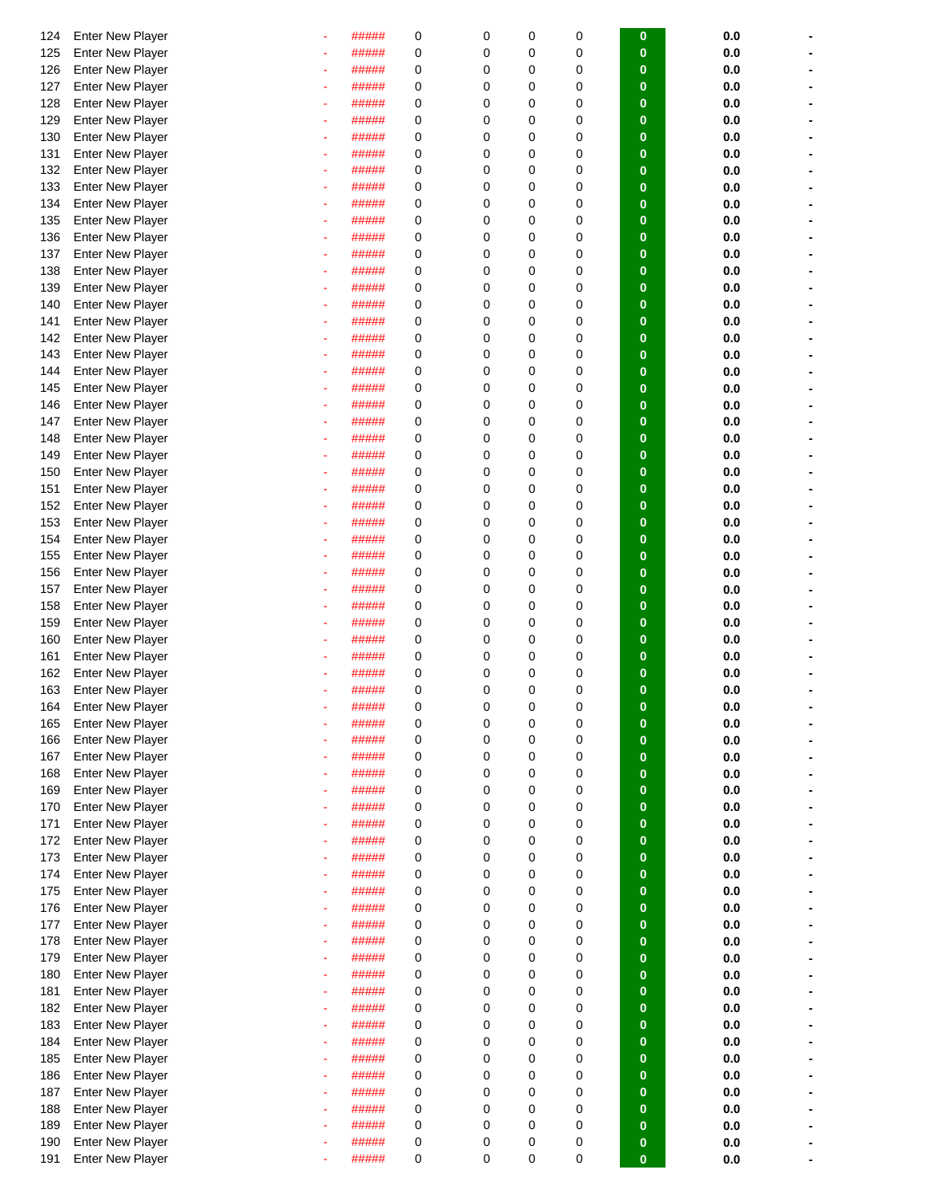| | | | | | | | | | | |
|---|---|---|---|---|---|---|---|---|---|---|
| 124 | Enter New Player | - | ##### | 0 | 0 | 0 | 0 | 0 | 0.0 | - |
| 125 | Enter New Player | - | ##### | 0 | 0 | 0 | 0 | 0 | 0.0 | - |
| 126 | Enter New Player | - | ##### | 0 | 0 | 0 | 0 | 0 | 0.0 | - |
| 127 | Enter New Player | - | ##### | 0 | 0 | 0 | 0 | 0 | 0.0 | - |
| 128 | Enter New Player | - | ##### | 0 | 0 | 0 | 0 | 0 | 0.0 | - |
| 129 | Enter New Player | - | ##### | 0 | 0 | 0 | 0 | 0 | 0.0 | - |
| 130 | Enter New Player | - | ##### | 0 | 0 | 0 | 0 | 0 | 0.0 | - |
| 131 | Enter New Player | - | ##### | 0 | 0 | 0 | 0 | 0 | 0.0 | - |
| 132 | Enter New Player | - | ##### | 0 | 0 | 0 | 0 | 0 | 0.0 | - |
| 133 | Enter New Player | - | ##### | 0 | 0 | 0 | 0 | 0 | 0.0 | - |
| 134 | Enter New Player | - | ##### | 0 | 0 | 0 | 0 | 0 | 0.0 | - |
| 135 | Enter New Player | - | ##### | 0 | 0 | 0 | 0 | 0 | 0.0 | - |
| 136 | Enter New Player | - | ##### | 0 | 0 | 0 | 0 | 0 | 0.0 | - |
| 137 | Enter New Player | - | ##### | 0 | 0 | 0 | 0 | 0 | 0.0 | - |
| 138 | Enter New Player | - | ##### | 0 | 0 | 0 | 0 | 0 | 0.0 | - |
| 139 | Enter New Player | - | ##### | 0 | 0 | 0 | 0 | 0 | 0.0 | - |
| 140 | Enter New Player | - | ##### | 0 | 0 | 0 | 0 | 0 | 0.0 | - |
| 141 | Enter New Player | - | ##### | 0 | 0 | 0 | 0 | 0 | 0.0 | - |
| 142 | Enter New Player | - | ##### | 0 | 0 | 0 | 0 | 0 | 0.0 | - |
| 143 | Enter New Player | - | ##### | 0 | 0 | 0 | 0 | 0 | 0.0 | - |
| 144 | Enter New Player | - | ##### | 0 | 0 | 0 | 0 | 0 | 0.0 | - |
| 145 | Enter New Player | - | ##### | 0 | 0 | 0 | 0 | 0 | 0.0 | - |
| 146 | Enter New Player | - | ##### | 0 | 0 | 0 | 0 | 0 | 0.0 | - |
| 147 | Enter New Player | - | ##### | 0 | 0 | 0 | 0 | 0 | 0.0 | - |
| 148 | Enter New Player | - | ##### | 0 | 0 | 0 | 0 | 0 | 0.0 | - |
| 149 | Enter New Player | - | ##### | 0 | 0 | 0 | 0 | 0 | 0.0 | - |
| 150 | Enter New Player | - | ##### | 0 | 0 | 0 | 0 | 0 | 0.0 | - |
| 151 | Enter New Player | - | ##### | 0 | 0 | 0 | 0 | 0 | 0.0 | - |
| 152 | Enter New Player | - | ##### | 0 | 0 | 0 | 0 | 0 | 0.0 | - |
| 153 | Enter New Player | - | ##### | 0 | 0 | 0 | 0 | 0 | 0.0 | - |
| 154 | Enter New Player | - | ##### | 0 | 0 | 0 | 0 | 0 | 0.0 | - |
| 155 | Enter New Player | - | ##### | 0 | 0 | 0 | 0 | 0 | 0.0 | - |
| 156 | Enter New Player | - | ##### | 0 | 0 | 0 | 0 | 0 | 0.0 | - |
| 157 | Enter New Player | - | ##### | 0 | 0 | 0 | 0 | 0 | 0.0 | - |
| 158 | Enter New Player | - | ##### | 0 | 0 | 0 | 0 | 0 | 0.0 | - |
| 159 | Enter New Player | - | ##### | 0 | 0 | 0 | 0 | 0 | 0.0 | - |
| 160 | Enter New Player | - | ##### | 0 | 0 | 0 | 0 | 0 | 0.0 | - |
| 161 | Enter New Player | - | ##### | 0 | 0 | 0 | 0 | 0 | 0.0 | - |
| 162 | Enter New Player | - | ##### | 0 | 0 | 0 | 0 | 0 | 0.0 | - |
| 163 | Enter New Player | - | ##### | 0 | 0 | 0 | 0 | 0 | 0.0 | - |
| 164 | Enter New Player | - | ##### | 0 | 0 | 0 | 0 | 0 | 0.0 | - |
| 165 | Enter New Player | - | ##### | 0 | 0 | 0 | 0 | 0 | 0.0 | - |
| 166 | Enter New Player | - | ##### | 0 | 0 | 0 | 0 | 0 | 0.0 | - |
| 167 | Enter New Player | - | ##### | 0 | 0 | 0 | 0 | 0 | 0.0 | - |
| 168 | Enter New Player | - | ##### | 0 | 0 | 0 | 0 | 0 | 0.0 | - |
| 169 | Enter New Player | - | ##### | 0 | 0 | 0 | 0 | 0 | 0.0 | - |
| 170 | Enter New Player | - | ##### | 0 | 0 | 0 | 0 | 0 | 0.0 | - |
| 171 | Enter New Player | - | ##### | 0 | 0 | 0 | 0 | 0 | 0.0 | - |
| 172 | Enter New Player | - | ##### | 0 | 0 | 0 | 0 | 0 | 0.0 | - |
| 173 | Enter New Player | - | ##### | 0 | 0 | 0 | 0 | 0 | 0.0 | - |
| 174 | Enter New Player | - | ##### | 0 | 0 | 0 | 0 | 0 | 0.0 | - |
| 175 | Enter New Player | - | ##### | 0 | 0 | 0 | 0 | 0 | 0.0 | - |
| 176 | Enter New Player | - | ##### | 0 | 0 | 0 | 0 | 0 | 0.0 | - |
| 177 | Enter New Player | - | ##### | 0 | 0 | 0 | 0 | 0 | 0.0 | - |
| 178 | Enter New Player | - | ##### | 0 | 0 | 0 | 0 | 0 | 0.0 | - |
| 179 | Enter New Player | - | ##### | 0 | 0 | 0 | 0 | 0 | 0.0 | - |
| 180 | Enter New Player | - | ##### | 0 | 0 | 0 | 0 | 0 | 0.0 | - |
| 181 | Enter New Player | - | ##### | 0 | 0 | 0 | 0 | 0 | 0.0 | - |
| 182 | Enter New Player | - | ##### | 0 | 0 | 0 | 0 | 0 | 0.0 | - |
| 183 | Enter New Player | - | ##### | 0 | 0 | 0 | 0 | 0 | 0.0 | - |
| 184 | Enter New Player | - | ##### | 0 | 0 | 0 | 0 | 0 | 0.0 | - |
| 185 | Enter New Player | - | ##### | 0 | 0 | 0 | 0 | 0 | 0.0 | - |
| 186 | Enter New Player | - | ##### | 0 | 0 | 0 | 0 | 0 | 0.0 | - |
| 187 | Enter New Player | - | ##### | 0 | 0 | 0 | 0 | 0 | 0.0 | - |
| 188 | Enter New Player | - | ##### | 0 | 0 | 0 | 0 | 0 | 0.0 | - |
| 189 | Enter New Player | - | ##### | 0 | 0 | 0 | 0 | 0 | 0.0 | - |
| 190 | Enter New Player | - | ##### | 0 | 0 | 0 | 0 | 0 | 0.0 | - |
| 191 | Enter New Player | - | ##### | 0 | 0 | 0 | 0 | 0 | 0.0 | - |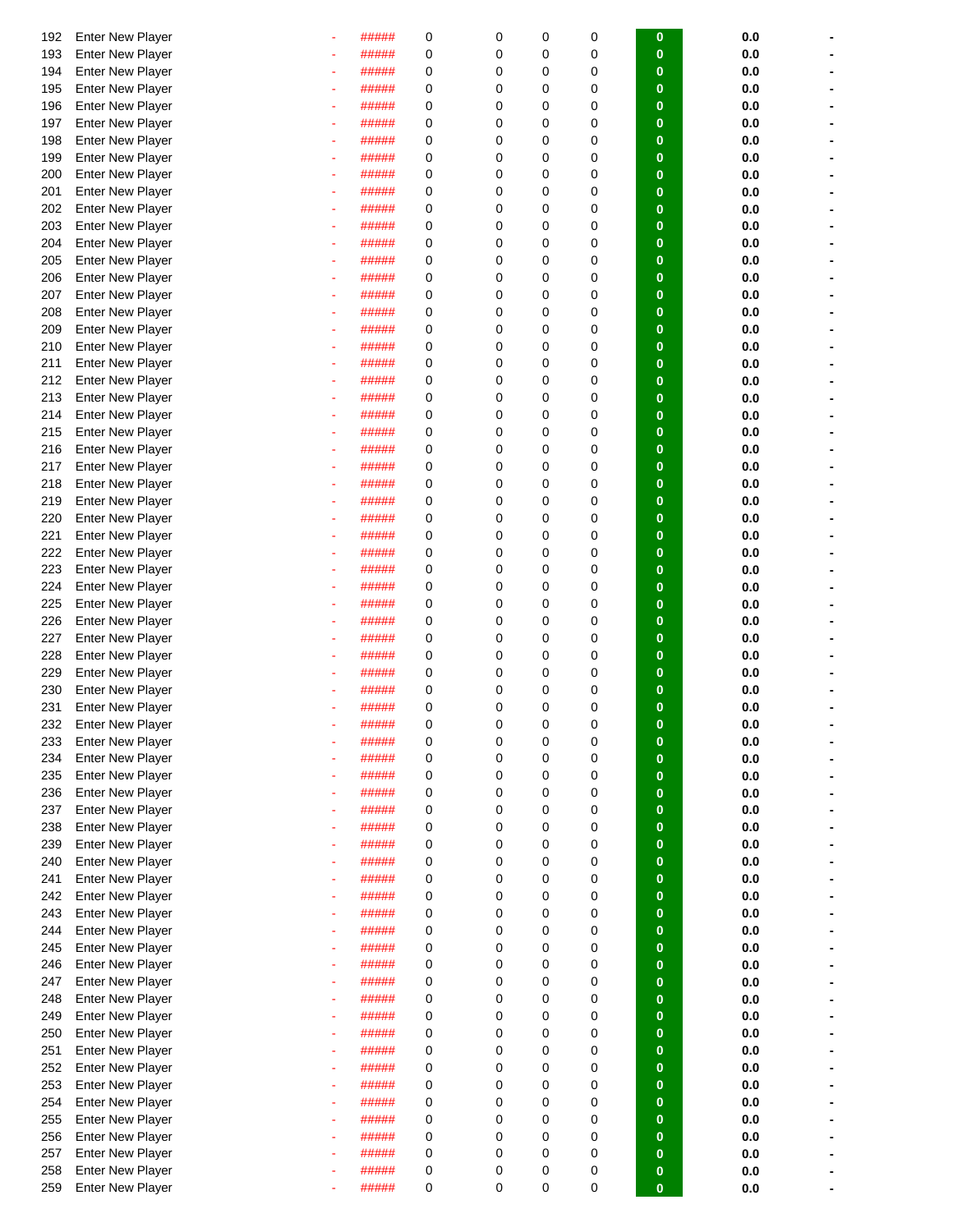| | | | | | | | | | | |
|---|---|---|---|---|---|---|---|---|---|---|
| 192 | Enter New Player | - | ##### | 0 | 0 | 0 | 0 | 0 | 0.0 | - |
| 193 | Enter New Player | - | ##### | 0 | 0 | 0 | 0 | 0 | 0.0 | - |
| 194 | Enter New Player | - | ##### | 0 | 0 | 0 | 0 | 0 | 0.0 | - |
| 195 | Enter New Player | - | ##### | 0 | 0 | 0 | 0 | 0 | 0.0 | - |
| 196 | Enter New Player | - | ##### | 0 | 0 | 0 | 0 | 0 | 0.0 | - |
| 197 | Enter New Player | - | ##### | 0 | 0 | 0 | 0 | 0 | 0.0 | - |
| 198 | Enter New Player | - | ##### | 0 | 0 | 0 | 0 | 0 | 0.0 | - |
| 199 | Enter New Player | - | ##### | 0 | 0 | 0 | 0 | 0 | 0.0 | - |
| 200 | Enter New Player | - | ##### | 0 | 0 | 0 | 0 | 0 | 0.0 | - |
| 201 | Enter New Player | - | ##### | 0 | 0 | 0 | 0 | 0 | 0.0 | - |
| 202 | Enter New Player | - | ##### | 0 | 0 | 0 | 0 | 0 | 0.0 | - |
| 203 | Enter New Player | - | ##### | 0 | 0 | 0 | 0 | 0 | 0.0 | - |
| 204 | Enter New Player | - | ##### | 0 | 0 | 0 | 0 | 0 | 0.0 | - |
| 205 | Enter New Player | - | ##### | 0 | 0 | 0 | 0 | 0 | 0.0 | - |
| 206 | Enter New Player | - | ##### | 0 | 0 | 0 | 0 | 0 | 0.0 | - |
| 207 | Enter New Player | - | ##### | 0 | 0 | 0 | 0 | 0 | 0.0 | - |
| 208 | Enter New Player | - | ##### | 0 | 0 | 0 | 0 | 0 | 0.0 | - |
| 209 | Enter New Player | - | ##### | 0 | 0 | 0 | 0 | 0 | 0.0 | - |
| 210 | Enter New Player | - | ##### | 0 | 0 | 0 | 0 | 0 | 0.0 | - |
| 211 | Enter New Player | - | ##### | 0 | 0 | 0 | 0 | 0 | 0.0 | - |
| 212 | Enter New Player | - | ##### | 0 | 0 | 0 | 0 | 0 | 0.0 | - |
| 213 | Enter New Player | - | ##### | 0 | 0 | 0 | 0 | 0 | 0.0 | - |
| 214 | Enter New Player | - | ##### | 0 | 0 | 0 | 0 | 0 | 0.0 | - |
| 215 | Enter New Player | - | ##### | 0 | 0 | 0 | 0 | 0 | 0.0 | - |
| 216 | Enter New Player | - | ##### | 0 | 0 | 0 | 0 | 0 | 0.0 | - |
| 217 | Enter New Player | - | ##### | 0 | 0 | 0 | 0 | 0 | 0.0 | - |
| 218 | Enter New Player | - | ##### | 0 | 0 | 0 | 0 | 0 | 0.0 | - |
| 219 | Enter New Player | - | ##### | 0 | 0 | 0 | 0 | 0 | 0.0 | - |
| 220 | Enter New Player | - | ##### | 0 | 0 | 0 | 0 | 0 | 0.0 | - |
| 221 | Enter New Player | - | ##### | 0 | 0 | 0 | 0 | 0 | 0.0 | - |
| 222 | Enter New Player | - | ##### | 0 | 0 | 0 | 0 | 0 | 0.0 | - |
| 223 | Enter New Player | - | ##### | 0 | 0 | 0 | 0 | 0 | 0.0 | - |
| 224 | Enter New Player | - | ##### | 0 | 0 | 0 | 0 | 0 | 0.0 | - |
| 225 | Enter New Player | - | ##### | 0 | 0 | 0 | 0 | 0 | 0.0 | - |
| 226 | Enter New Player | - | ##### | 0 | 0 | 0 | 0 | 0 | 0.0 | - |
| 227 | Enter New Player | - | ##### | 0 | 0 | 0 | 0 | 0 | 0.0 | - |
| 228 | Enter New Player | - | ##### | 0 | 0 | 0 | 0 | 0 | 0.0 | - |
| 229 | Enter New Player | - | ##### | 0 | 0 | 0 | 0 | 0 | 0.0 | - |
| 230 | Enter New Player | - | ##### | 0 | 0 | 0 | 0 | 0 | 0.0 | - |
| 231 | Enter New Player | - | ##### | 0 | 0 | 0 | 0 | 0 | 0.0 | - |
| 232 | Enter New Player | - | ##### | 0 | 0 | 0 | 0 | 0 | 0.0 | - |
| 233 | Enter New Player | - | ##### | 0 | 0 | 0 | 0 | 0 | 0.0 | - |
| 234 | Enter New Player | - | ##### | 0 | 0 | 0 | 0 | 0 | 0.0 | - |
| 235 | Enter New Player | - | ##### | 0 | 0 | 0 | 0 | 0 | 0.0 | - |
| 236 | Enter New Player | - | ##### | 0 | 0 | 0 | 0 | 0 | 0.0 | - |
| 237 | Enter New Player | - | ##### | 0 | 0 | 0 | 0 | 0 | 0.0 | - |
| 238 | Enter New Player | - | ##### | 0 | 0 | 0 | 0 | 0 | 0.0 | - |
| 239 | Enter New Player | - | ##### | 0 | 0 | 0 | 0 | 0 | 0.0 | - |
| 240 | Enter New Player | - | ##### | 0 | 0 | 0 | 0 | 0 | 0.0 | - |
| 241 | Enter New Player | - | ##### | 0 | 0 | 0 | 0 | 0 | 0.0 | - |
| 242 | Enter New Player | - | ##### | 0 | 0 | 0 | 0 | 0 | 0.0 | - |
| 243 | Enter New Player | - | ##### | 0 | 0 | 0 | 0 | 0 | 0.0 | - |
| 244 | Enter New Player | - | ##### | 0 | 0 | 0 | 0 | 0 | 0.0 | - |
| 245 | Enter New Player | - | ##### | 0 | 0 | 0 | 0 | 0 | 0.0 | - |
| 246 | Enter New Player | - | ##### | 0 | 0 | 0 | 0 | 0 | 0.0 | - |
| 247 | Enter New Player | - | ##### | 0 | 0 | 0 | 0 | 0 | 0.0 | - |
| 248 | Enter New Player | - | ##### | 0 | 0 | 0 | 0 | 0 | 0.0 | - |
| 249 | Enter New Player | - | ##### | 0 | 0 | 0 | 0 | 0 | 0.0 | - |
| 250 | Enter New Player | - | ##### | 0 | 0 | 0 | 0 | 0 | 0.0 | - |
| 251 | Enter New Player | - | ##### | 0 | 0 | 0 | 0 | 0 | 0.0 | - |
| 252 | Enter New Player | - | ##### | 0 | 0 | 0 | 0 | 0 | 0.0 | - |
| 253 | Enter New Player | - | ##### | 0 | 0 | 0 | 0 | 0 | 0.0 | - |
| 254 | Enter New Player | - | ##### | 0 | 0 | 0 | 0 | 0 | 0.0 | - |
| 255 | Enter New Player | - | ##### | 0 | 0 | 0 | 0 | 0 | 0.0 | - |
| 256 | Enter New Player | - | ##### | 0 | 0 | 0 | 0 | 0 | 0.0 | - |
| 257 | Enter New Player | - | ##### | 0 | 0 | 0 | 0 | 0 | 0.0 | - |
| 258 | Enter New Player | - | ##### | 0 | 0 | 0 | 0 | 0 | 0.0 | - |
| 259 | Enter New Player | - | ##### | 0 | 0 | 0 | 0 | 0 | 0.0 | - |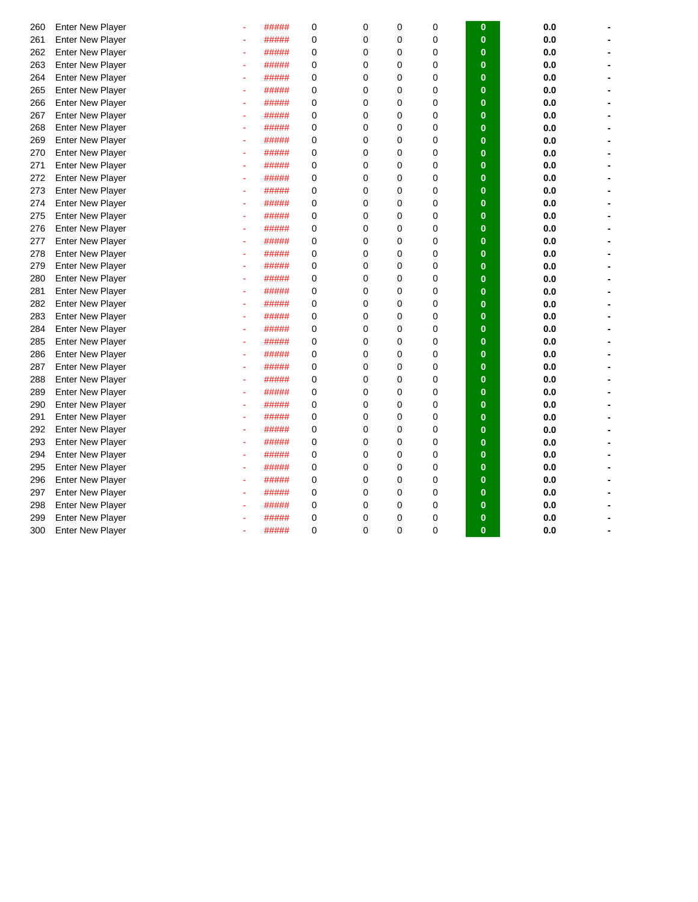| | | | | | | | | | | |
|---|---|---|---|---|---|---|---|---|---|---|
| 260 | Enter New Player | - | ##### | 0 | 0 | 0 | 0 | 0 | 0.0 | - |
| 261 | Enter New Player | - | ##### | 0 | 0 | 0 | 0 | 0 | 0.0 | - |
| 262 | Enter New Player | - | ##### | 0 | 0 | 0 | 0 | 0 | 0.0 | - |
| 263 | Enter New Player | - | ##### | 0 | 0 | 0 | 0 | 0 | 0.0 | - |
| 264 | Enter New Player | - | ##### | 0 | 0 | 0 | 0 | 0 | 0.0 | - |
| 265 | Enter New Player | - | ##### | 0 | 0 | 0 | 0 | 0 | 0.0 | - |
| 266 | Enter New Player | - | ##### | 0 | 0 | 0 | 0 | 0 | 0.0 | - |
| 267 | Enter New Player | - | ##### | 0 | 0 | 0 | 0 | 0 | 0.0 | - |
| 268 | Enter New Player | - | ##### | 0 | 0 | 0 | 0 | 0 | 0.0 | - |
| 269 | Enter New Player | - | ##### | 0 | 0 | 0 | 0 | 0 | 0.0 | - |
| 270 | Enter New Player | - | ##### | 0 | 0 | 0 | 0 | 0 | 0.0 | - |
| 271 | Enter New Player | - | ##### | 0 | 0 | 0 | 0 | 0 | 0.0 | - |
| 272 | Enter New Player | - | ##### | 0 | 0 | 0 | 0 | 0 | 0.0 | - |
| 273 | Enter New Player | - | ##### | 0 | 0 | 0 | 0 | 0 | 0.0 | - |
| 274 | Enter New Player | - | ##### | 0 | 0 | 0 | 0 | 0 | 0.0 | - |
| 275 | Enter New Player | - | ##### | 0 | 0 | 0 | 0 | 0 | 0.0 | - |
| 276 | Enter New Player | - | ##### | 0 | 0 | 0 | 0 | 0 | 0.0 | - |
| 277 | Enter New Player | - | ##### | 0 | 0 | 0 | 0 | 0 | 0.0 | - |
| 278 | Enter New Player | - | ##### | 0 | 0 | 0 | 0 | 0 | 0.0 | - |
| 279 | Enter New Player | - | ##### | 0 | 0 | 0 | 0 | 0 | 0.0 | - |
| 280 | Enter New Player | - | ##### | 0 | 0 | 0 | 0 | 0 | 0.0 | - |
| 281 | Enter New Player | - | ##### | 0 | 0 | 0 | 0 | 0 | 0.0 | - |
| 282 | Enter New Player | - | ##### | 0 | 0 | 0 | 0 | 0 | 0.0 | - |
| 283 | Enter New Player | - | ##### | 0 | 0 | 0 | 0 | 0 | 0.0 | - |
| 284 | Enter New Player | - | ##### | 0 | 0 | 0 | 0 | 0 | 0.0 | - |
| 285 | Enter New Player | - | ##### | 0 | 0 | 0 | 0 | 0 | 0.0 | - |
| 286 | Enter New Player | - | ##### | 0 | 0 | 0 | 0 | 0 | 0.0 | - |
| 287 | Enter New Player | - | ##### | 0 | 0 | 0 | 0 | 0 | 0.0 | - |
| 288 | Enter New Player | - | ##### | 0 | 0 | 0 | 0 | 0 | 0.0 | - |
| 289 | Enter New Player | - | ##### | 0 | 0 | 0 | 0 | 0 | 0.0 | - |
| 290 | Enter New Player | - | ##### | 0 | 0 | 0 | 0 | 0 | 0.0 | - |
| 291 | Enter New Player | - | ##### | 0 | 0 | 0 | 0 | 0 | 0.0 | - |
| 292 | Enter New Player | - | ##### | 0 | 0 | 0 | 0 | 0 | 0.0 | - |
| 293 | Enter New Player | - | ##### | 0 | 0 | 0 | 0 | 0 | 0.0 | - |
| 294 | Enter New Player | - | ##### | 0 | 0 | 0 | 0 | 0 | 0.0 | - |
| 295 | Enter New Player | - | ##### | 0 | 0 | 0 | 0 | 0 | 0.0 | - |
| 296 | Enter New Player | - | ##### | 0 | 0 | 0 | 0 | 0 | 0.0 | - |
| 297 | Enter New Player | - | ##### | 0 | 0 | 0 | 0 | 0 | 0.0 | - |
| 298 | Enter New Player | - | ##### | 0 | 0 | 0 | 0 | 0 | 0.0 | - |
| 299 | Enter New Player | - | ##### | 0 | 0 | 0 | 0 | 0 | 0.0 | - |
| 300 | Enter New Player | - | ##### | 0 | 0 | 0 | 0 | 0 | 0.0 | - |